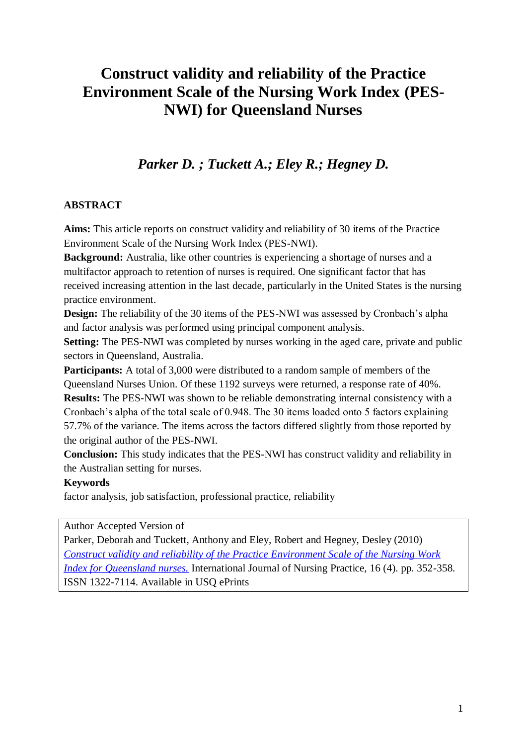# Construct validity and reliability of the Practice Environment Scale of the Nursing Work Index (PES-NWI) for Queensland Nurses

### *Parker D. ; Tuckett A.; Eley R.; Hegney D.*

**ABSTRACT**

**Aims:** This article reports on construct validity and reliability of 30 items of the Practice Environment Scale of the Nursing Work Index (PES-NWI).

**Background:** Australia, like other countries is experiencing a shortage of nurses and a multifactor approach to retention of nurses is required. One significant factor that has received increasing attention in the last decade, particularly in the United States is the nursing practice environment.

**Design:** The reliability of the 30 items of the PES-NWI was assessed by Cronbach's alpha and factor analysis was performed using principal component analysis.

**Setting:** The PES-NWI was completed by nurses working in the aged care, private and public sectors in Queensland, Australia.

**Participants:** A total of 3,000 were distributed to a random sample of members of the Queensland Nurses Union. Of these 1192 surveys were returned, a response rate of 40%.

**Results:** The PES-NWI was shown to be reliable demonstrating internal consistency with a Cronbach's alpha of the total scale of 0.948. The 30 items loaded onto 5 factors explaining 57.7% of the variance. The items across the factors differed slightly from those reported by the original author of the PES-NWI.

**Conclusion:** This study indicates that the PES-NWI has construct validity and reliability in the Australian setting for nurses.

**Keywords**

factor analysis, job satisfaction, professional practice, reliability

Author Accepted Version of
Parker, Deborah and Tuckett, Anthony and Eley, Robert and Hegney, Desley (2010) *Construct validity and reliability of the Practice Environment Scale of the Nursing Work Index for Queensland nurses.* International Journal of Nursing Practice, 16 (4). pp. 352-358. ISSN 1322-7114. Available in USQ ePrints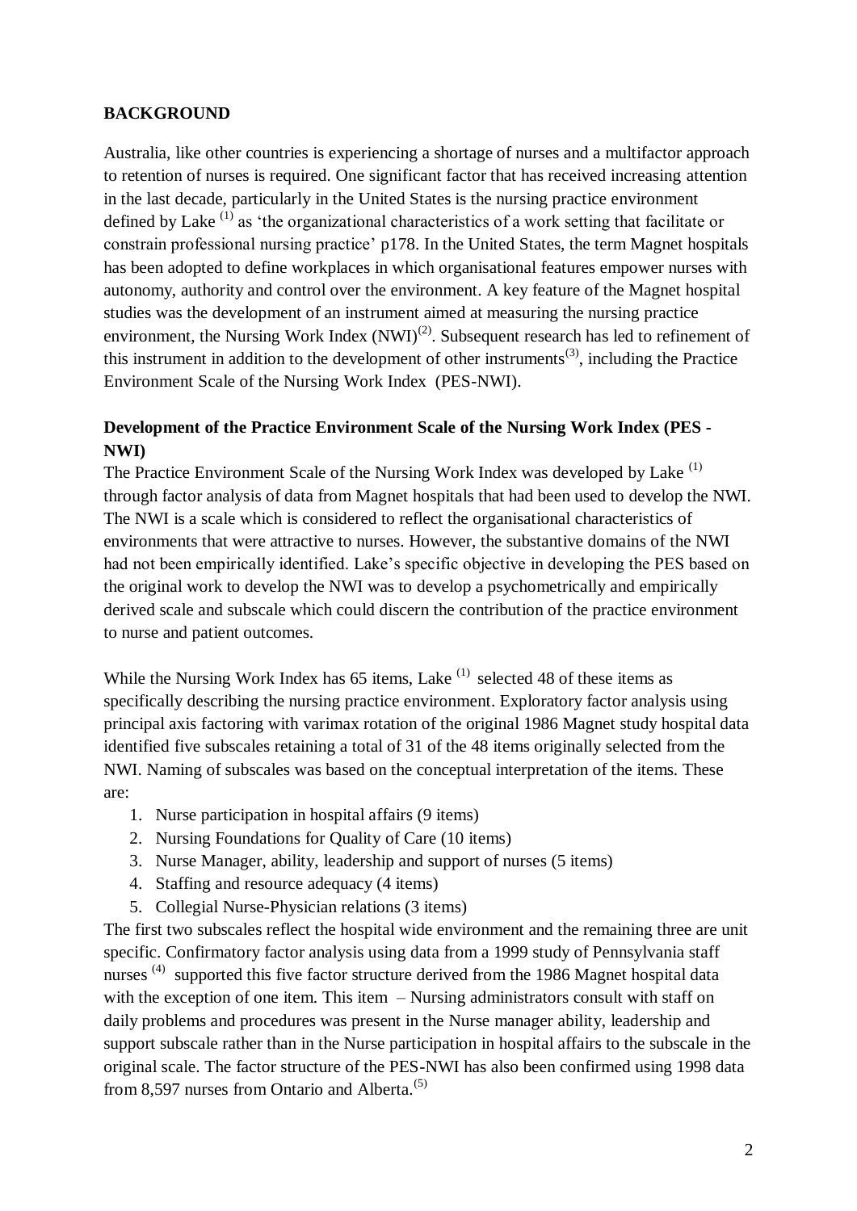**BACKGROUND**

Australia, like other countries is experiencing a shortage of nurses and a multifactor approach to retention of nurses is required. One significant factor that has received increasing attention in the last decade, particularly in the United States is the nursing practice environment defined by Lake [(1)] as 'the organizational characteristics of a work setting that facilitate or constrain professional nursing practice' p178. In the United States, the term Magnet hospitals has been adopted to define workplaces in which organisational features empower nurses with autonomy, authority and control over the environment. A key feature of the Magnet hospital studies was the development of an instrument aimed at measuring the nursing practice environment, the Nursing Work Index (NWI)[(2)]. Subsequent research has led to refinement of this instrument in addition to the development of other instruments[(3)], including the Practice Environment Scale of the Nursing Work Index (PES-NWI).

**Development of the Practice Environment Scale of the Nursing Work Index (PES - NWI)**

The Practice Environment Scale of the Nursing Work Index was developed by Lake [(1)] through factor analysis of data from Magnet hospitals that had been used to develop the NWI. The NWI is a scale which is considered to reflect the organisational characteristics of environments that were attractive to nurses. However, the substantive domains of the NWI had not been empirically identified. Lake's specific objective in developing the PES based on the original work to develop the NWI was to develop a psychometrically and empirically derived scale and subscale which could discern the contribution of the practice environment to nurse and patient outcomes.

While the Nursing Work Index has 65 items, Lake [(1)] selected 48 of these items as specifically describing the nursing practice environment. Exploratory factor analysis using principal axis factoring with varimax rotation of the original 1986 Magnet study hospital data identified five subscales retaining a total of 31 of the 48 items originally selected from the NWI. Naming of subscales was based on the conceptual interpretation of the items. These are:

1. Nurse participation in hospital affairs (9 items)
2. Nursing Foundations for Quality of Care (10 items)
3. Nurse Manager, ability, leadership and support of nurses (5 items)
4. Staffing and resource adequacy (4 items)
5. Collegial Nurse-Physician relations (3 items)

The first two subscales reflect the hospital wide environment and the remaining three are unit specific. Confirmatory factor analysis using data from a 1999 study of Pennsylvania staff nurses [(4)] supported this five factor structure derived from the 1986 Magnet hospital data with the exception of one item. This item – Nursing administrators consult with staff on daily problems and procedures was present in the Nurse manager ability, leadership and support subscale rather than in the Nurse participation in hospital affairs to the subscale in the original scale. The factor structure of the PES-NWI has also been confirmed using 1998 data from 8,597 nurses from Ontario and Alberta.[(5)]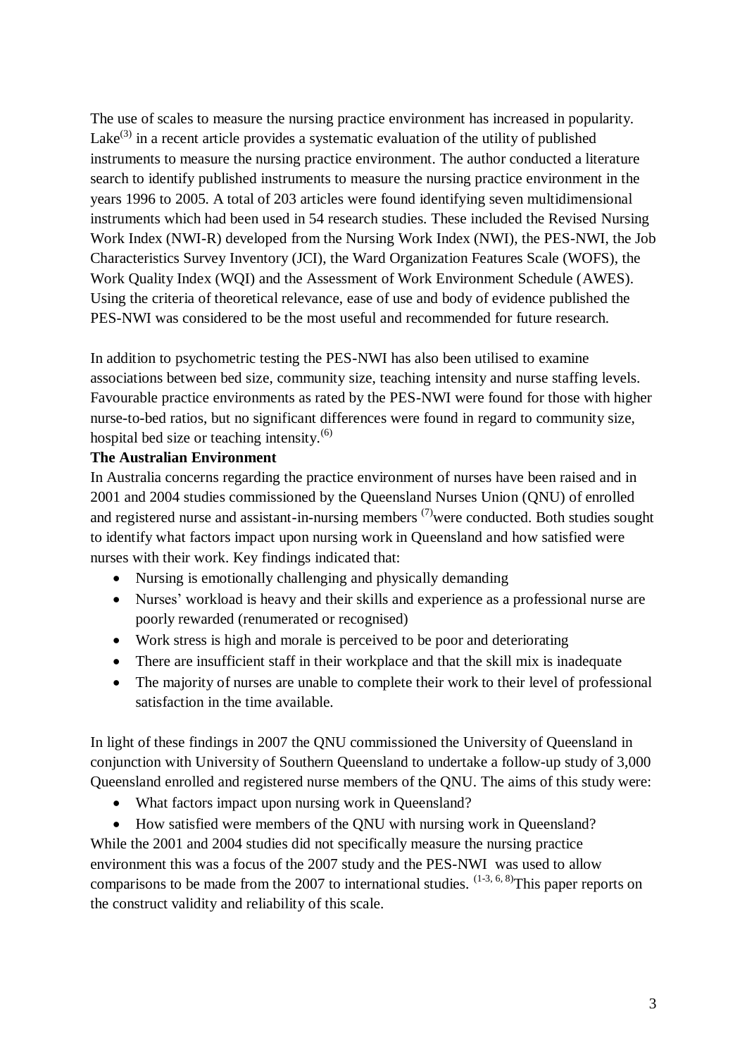The use of scales to measure the nursing practice environment has increased in popularity. Lake[3] in a recent article provides a systematic evaluation of the utility of published instruments to measure the nursing practice environment. The author conducted a literature search to identify published instruments to measure the nursing practice environment in the years 1996 to 2005. A total of 203 articles were found identifying seven multidimensional instruments which had been used in 54 research studies. These included the Revised Nursing Work Index (NWI-R) developed from the Nursing Work Index (NWI), the PES-NWI, the Job Characteristics Survey Inventory (JCI), the Ward Organization Features Scale (WOFS), the Work Quality Index (WQI) and the Assessment of Work Environment Schedule (AWES). Using the criteria of theoretical relevance, ease of use and body of evidence published the PES-NWI was considered to be the most useful and recommended for future research.

In addition to psychometric testing the PES-NWI has also been utilised to examine associations between bed size, community size, teaching intensity and nurse staffing levels. Favourable practice environments as rated by the PES-NWI were found for those with higher nurse-to-bed ratios, but no significant differences were found in regard to community size, hospital bed size or teaching intensity.[6]

**The Australian Environment**

In Australia concerns regarding the practice environment of nurses have been raised and in 2001 and 2004 studies commissioned by the Queensland Nurses Union (QNU) of enrolled and registered nurse and assistant-in-nursing members [7]were conducted. Both studies sought to identify what factors impact upon nursing work in Queensland and how satisfied were nurses with their work. Key findings indicated that:

- Nursing is emotionally challenging and physically demanding
- Nurses' workload is heavy and their skills and experience as a professional nurse are poorly rewarded (renumerated or recognised)
- Work stress is high and morale is perceived to be poor and deteriorating
- There are insufficient staff in their workplace and that the skill mix is inadequate
- The majority of nurses are unable to complete their work to their level of professional satisfaction in the time available.

In light of these findings in 2007 the QNU commissioned the University of Queensland in conjunction with University of Southern Queensland to undertake a follow-up study of 3,000 Queensland enrolled and registered nurse members of the QNU. The aims of this study were:

- What factors impact upon nursing work in Queensland?
- How satisfied were members of the QNU with nursing work in Queensland?

While the 2001 and 2004 studies did not specifically measure the nursing practice environment this was a focus of the 2007 study and the PES-NWI was used to allow comparisons to be made from the 2007 to international studies. [1-3, 6, 8]This paper reports on the construct validity and reliability of this scale.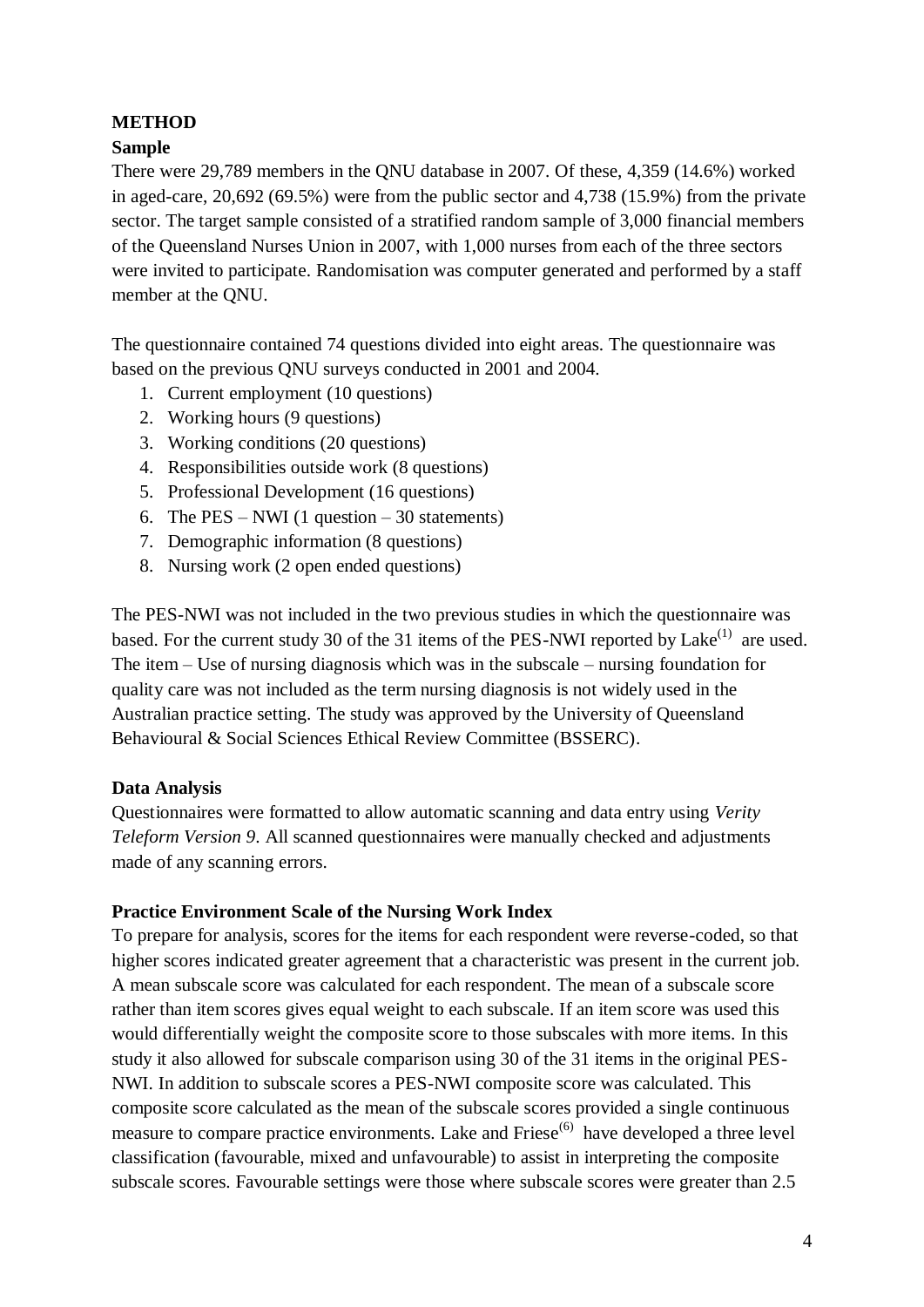## METHOD

### Sample

There were 29,789 members in the QNU database in 2007. Of these, 4,359 (14.6%) worked in aged-care, 20,692 (69.5%) were from the public sector and 4,738 (15.9%) from the private sector. The target sample consisted of a stratified random sample of 3,000 financial members of the Queensland Nurses Union in 2007, with 1,000 nurses from each of the three sectors were invited to participate. Randomisation was computer generated and performed by a staff member at the QNU.

The questionnaire contained 74 questions divided into eight areas. The questionnaire was based on the previous QNU surveys conducted in 2001 and 2004.

1. Current employment (10 questions)
2. Working hours (9 questions)
3. Working conditions (20 questions)
4. Responsibilities outside work (8 questions)
5. Professional Development (16 questions)
6. The PES – NWI (1 question – 30 statements)
7. Demographic information (8 questions)
8. Nursing work (2 open ended questions)

The PES-NWI was not included in the two previous studies in which the questionnaire was based. For the current study 30 of the 31 items of the PES-NWI reported by Lake[1] are used. The item – Use of nursing diagnosis which was in the subscale – nursing foundation for quality care was not included as the term nursing diagnosis is not widely used in the Australian practice setting. The study was approved by the University of Queensland Behavioural & Social Sciences Ethical Review Committee (BSSERC).

### Data Analysis

Questionnaires were formatted to allow automatic scanning and data entry using *Verity Teleform Version 9*. All scanned questionnaires were manually checked and adjustments made of any scanning errors.

### Practice Environment Scale of the Nursing Work Index

To prepare for analysis, scores for the items for each respondent were reverse-coded, so that higher scores indicated greater agreement that a characteristic was present in the current job. A mean subscale score was calculated for each respondent. The mean of a subscale score rather than item scores gives equal weight to each subscale. If an item score was used this would differentially weight the composite score to those subscales with more items. In this study it also allowed for subscale comparison using 30 of the 31 items in the original PES-NWI. In addition to subscale scores a PES-NWI composite score was calculated. This composite score calculated as the mean of the subscale scores provided a single continuous measure to compare practice environments. Lake and Friese[6] have developed a three level classification (favourable, mixed and unfavourable) to assist in interpreting the composite subscale scores. Favourable settings were those where subscale scores were greater than 2.5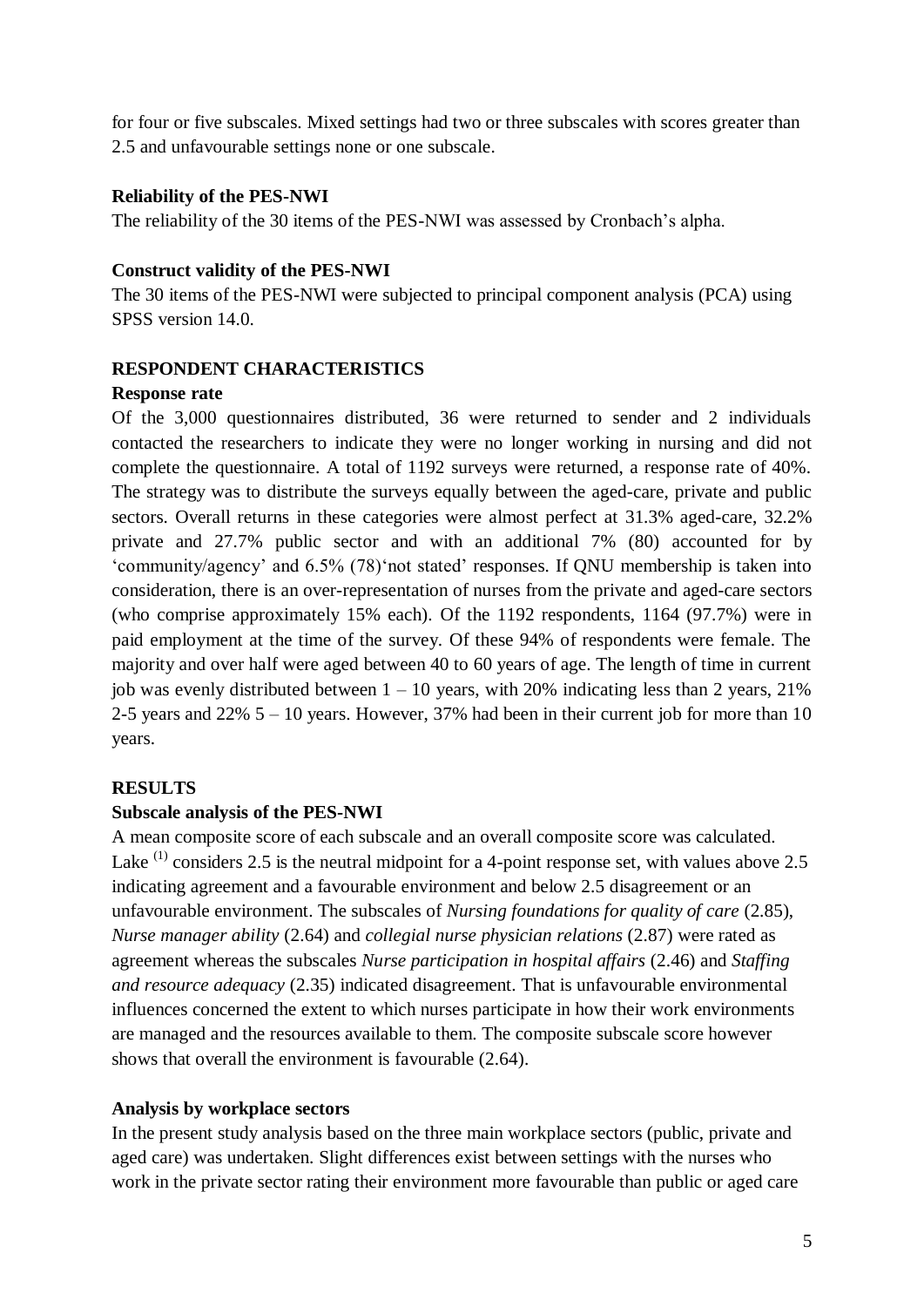for four or five subscales. Mixed settings had two or three subscales with scores greater than 2.5 and unfavourable settings none or one subscale.

**Reliability of the PES-NWI**

The reliability of the 30 items of the PES-NWI was assessed by Cronbach's alpha.

**Construct validity of the PES-NWI**

The 30 items of the PES-NWI were subjected to principal component analysis (PCA) using SPSS version 14.0.

## RESPONDENT CHARACTERISTICS

**Response rate**

Of the 3,000 questionnaires distributed, 36 were returned to sender and 2 individuals contacted the researchers to indicate they were no longer working in nursing and did not complete the questionnaire. A total of 1192 surveys were returned, a response rate of 40%. The strategy was to distribute the surveys equally between the aged-care, private and public sectors. Overall returns in these categories were almost perfect at 31.3% aged-care, 32.2% private and 27.7% public sector and with an additional 7% (80) accounted for by 'community/agency' and 6.5% (78)'not stated' responses. If QNU membership is taken into consideration, there is an over-representation of nurses from the private and aged-care sectors (who comprise approximately 15% each). Of the 1192 respondents, 1164 (97.7%) were in paid employment at the time of the survey. Of these 94% of respondents were female. The majority and over half were aged between 40 to 60 years of age. The length of time in current job was evenly distributed between 1 – 10 years, with 20% indicating less than 2 years, 21% 2-5 years and 22% 5 – 10 years. However, 37% had been in their current job for more than 10 years.

## RESULTS

**Subscale analysis of the PES-NWI**

A mean composite score of each subscale and an overall composite score was calculated. Lake [1] considers 2.5 is the neutral midpoint for a 4-point response set, with values above 2.5 indicating agreement and a favourable environment and below 2.5 disagreement or an unfavourable environment. The subscales of *Nursing foundations for quality of care* (2.85), *Nurse manager ability* (2.64) and *collegial nurse physician relations* (2.87) were rated as agreement whereas the subscales *Nurse participation in hospital affairs* (2.46) and *Staffing and resource adequacy* (2.35) indicated disagreement. That is unfavourable environmental influences concerned the extent to which nurses participate in how their work environments are managed and the resources available to them. The composite subscale score however shows that overall the environment is favourable (2.64).

**Analysis by workplace sectors**

In the present study analysis based on the three main workplace sectors (public, private and aged care) was undertaken. Slight differences exist between settings with the nurses who work in the private sector rating their environment more favourable than public or aged care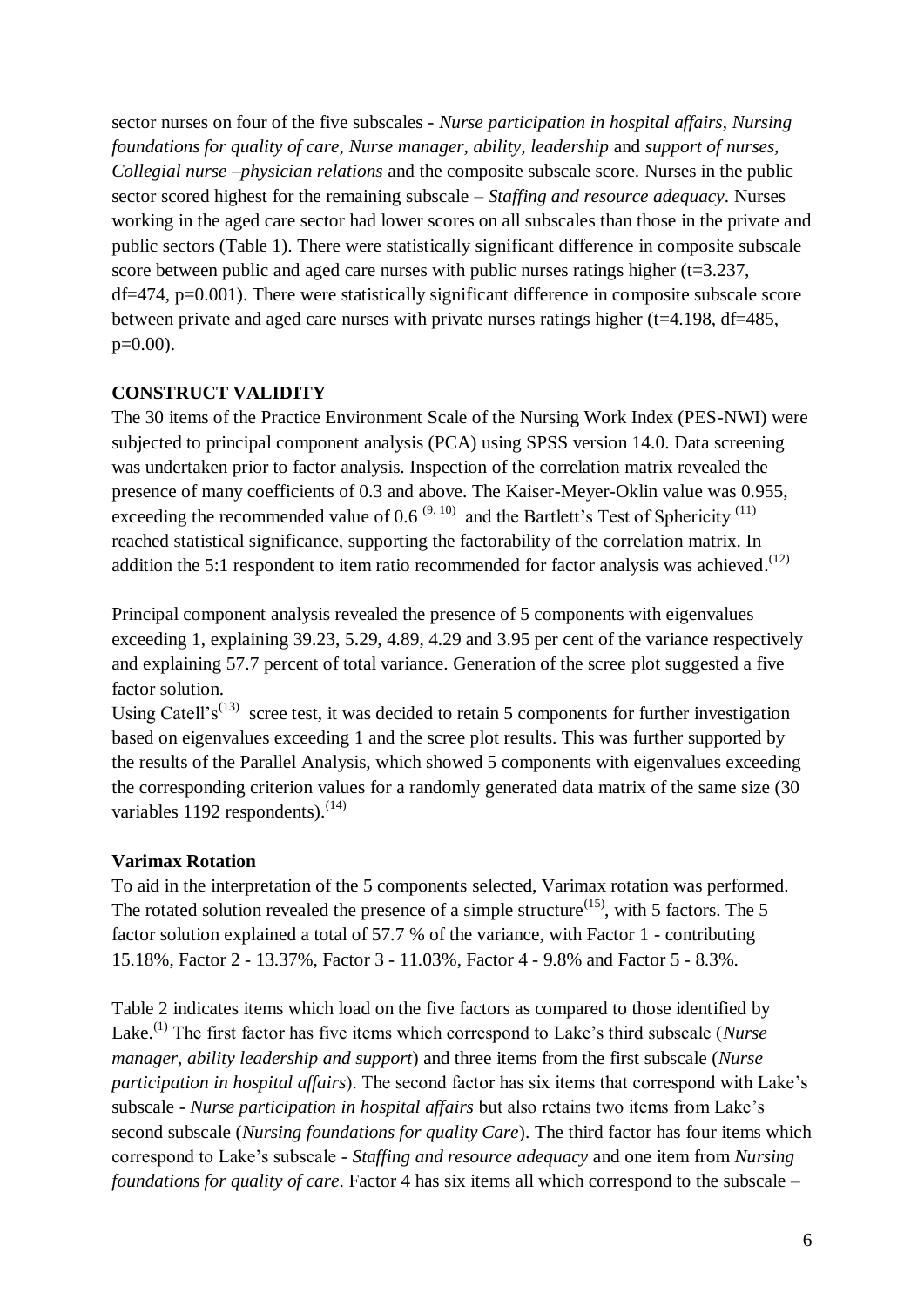sector nurses on four of the five subscales - *Nurse participation in hospital affairs*, *Nursing foundations for quality of care*, *Nurse manager, ability, leadership* and *support of nurses, Collegial nurse –physician relations* and the composite subscale score. Nurses in the public sector scored highest for the remaining subscale – *Staffing and resource adequacy*. Nurses working in the aged care sector had lower scores on all subscales than those in the private and public sectors (Table 1). There were statistically significant difference in composite subscale score between public and aged care nurses with public nurses ratings higher ($t=3.237$, $df=474$, $p=0.001$). There were statistically significant difference in composite subscale score between private and aged care nurses with private nurses ratings higher ($t=4.198$, $df=485$, $p=0.00$).

## CONSTRUCT VALIDITY

The 30 items of the Practice Environment Scale of the Nursing Work Index (PES-NWI) were subjected to principal component analysis (PCA) using SPSS version 14.0. Data screening was undertaken prior to factor analysis. Inspection of the correlation matrix revealed the presence of many coefficients of 0.3 and above. The Kaiser-Meyer-Oklin value was 0.955, exceeding the recommended value of 0.6 [9, 10] and the Bartlett's Test of Sphericity [11] reached statistical significance, supporting the factorability of the correlation matrix. In addition the 5:1 respondent to item ratio recommended for factor analysis was achieved.[12]

Principal component analysis revealed the presence of 5 components with eigenvalues exceeding 1, explaining 39.23, 5.29, 4.89, 4.29 and 3.95 per cent of the variance respectively and explaining 57.7 percent of total variance. Generation of the scree plot suggested a five factor solution.
Using Catell's[13] scree test, it was decided to retain 5 components for further investigation based on eigenvalues exceeding 1 and the scree plot results. This was further supported by the results of the Parallel Analysis, which showed 5 components with eigenvalues exceeding the corresponding criterion values for a randomly generated data matrix of the same size (30 variables 1192 respondents).[14]

### Varimax Rotation

To aid in the interpretation of the 5 components selected, Varimax rotation was performed. The rotated solution revealed the presence of a simple structure[15], with 5 factors. The 5 factor solution explained a total of 57.7 % of the variance, with Factor 1 - contributing 15.18%, Factor 2 - 13.37%, Factor 3 - 11.03%, Factor 4 - 9.8% and Factor 5 - 8.3%.

Table 2 indicates items which load on the five factors as compared to those identified by Lake.[1] The first factor has five items which correspond to Lake's third subscale (*Nurse manager, ability leadership and support*) and three items from the first subscale (*Nurse participation in hospital affairs*). The second factor has six items that correspond with Lake's subscale - *Nurse participation in hospital affairs* but also retains two items from Lake's second subscale (*Nursing foundations for quality Care*). The third factor has four items which correspond to Lake's subscale - *Staffing and resource adequacy* and one item from *Nursing foundations for quality of care*. Factor 4 has six items all which correspond to the subscale –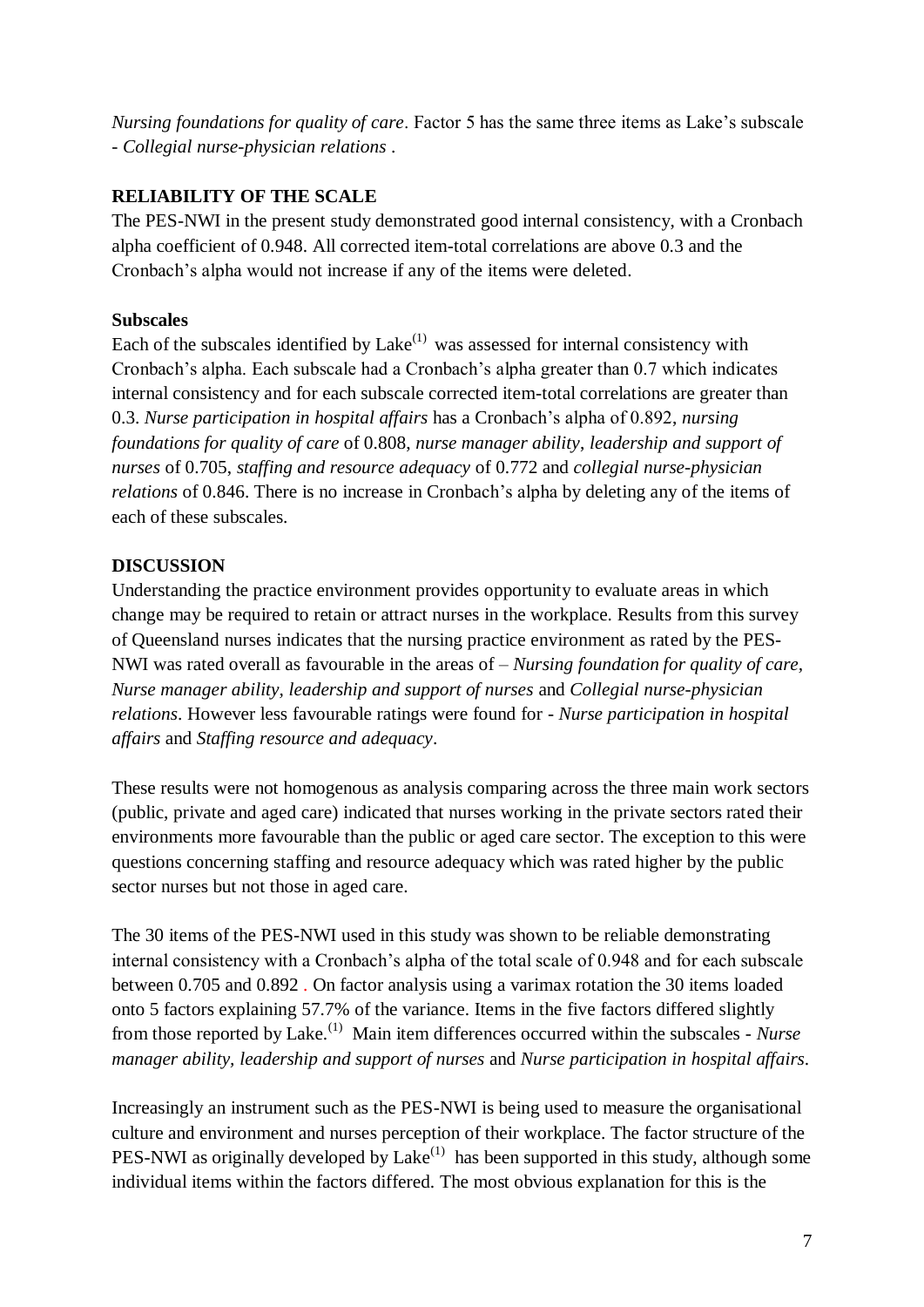*Nursing foundations for quality of care*. Factor 5 has the same three items as Lake's subscale - *Collegial nurse-physician relations* .

## RELIABILITY OF THE SCALE

The PES-NWI in the present study demonstrated good internal consistency, with a Cronbach alpha coefficient of 0.948. All corrected item-total correlations are above 0.3 and the Cronbach's alpha would not increase if any of the items were deleted.

### Subscales

Each of the subscales identified by Lake[1] was assessed for internal consistency with Cronbach's alpha. Each subscale had a Cronbach's alpha greater than 0.7 which indicates internal consistency and for each subscale corrected item-total correlations are greater than 0.3. *Nurse participation in hospital affairs* has a Cronbach's alpha of 0.892, *nursing foundations for quality of care* of 0.808, *nurse manager ability, leadership and support of nurses* of 0.705, *staffing and resource adequacy* of 0.772 and *collegial nurse-physician relations* of 0.846. There is no increase in Cronbach's alpha by deleting any of the items of each of these subscales.

## DISCUSSION

Understanding the practice environment provides opportunity to evaluate areas in which change may be required to retain or attract nurses in the workplace. Results from this survey of Queensland nurses indicates that the nursing practice environment as rated by the PES-NWI was rated overall as favourable in the areas of – *Nursing foundation for quality of care, Nurse manager ability, leadership and support of nurses* and *Collegial nurse-physician relations*. However less favourable ratings were found for - *Nurse participation in hospital affairs* and *Staffing resource and adequacy*.

These results were not homogenous as analysis comparing across the three main work sectors (public, private and aged care) indicated that nurses working in the private sectors rated their environments more favourable than the public or aged care sector. The exception to this were questions concerning staffing and resource adequacy which was rated higher by the public sector nurses but not those in aged care.

The 30 items of the PES-NWI used in this study was shown to be reliable demonstrating internal consistency with a Cronbach's alpha of the total scale of 0.948 and for each subscale between 0.705 and 0.892 . On factor analysis using a varimax rotation the 30 items loaded onto 5 factors explaining 57.7% of the variance. Items in the five factors differed slightly from those reported by Lake.[1] Main item differences occurred within the subscales - *Nurse manager ability, leadership and support of nurses* and *Nurse participation in hospital affairs*.

Increasingly an instrument such as the PES-NWI is being used to measure the organisational culture and environment and nurses perception of their workplace. The factor structure of the PES-NWI as originally developed by Lake[1] has been supported in this study, although some individual items within the factors differed. The most obvious explanation for this is the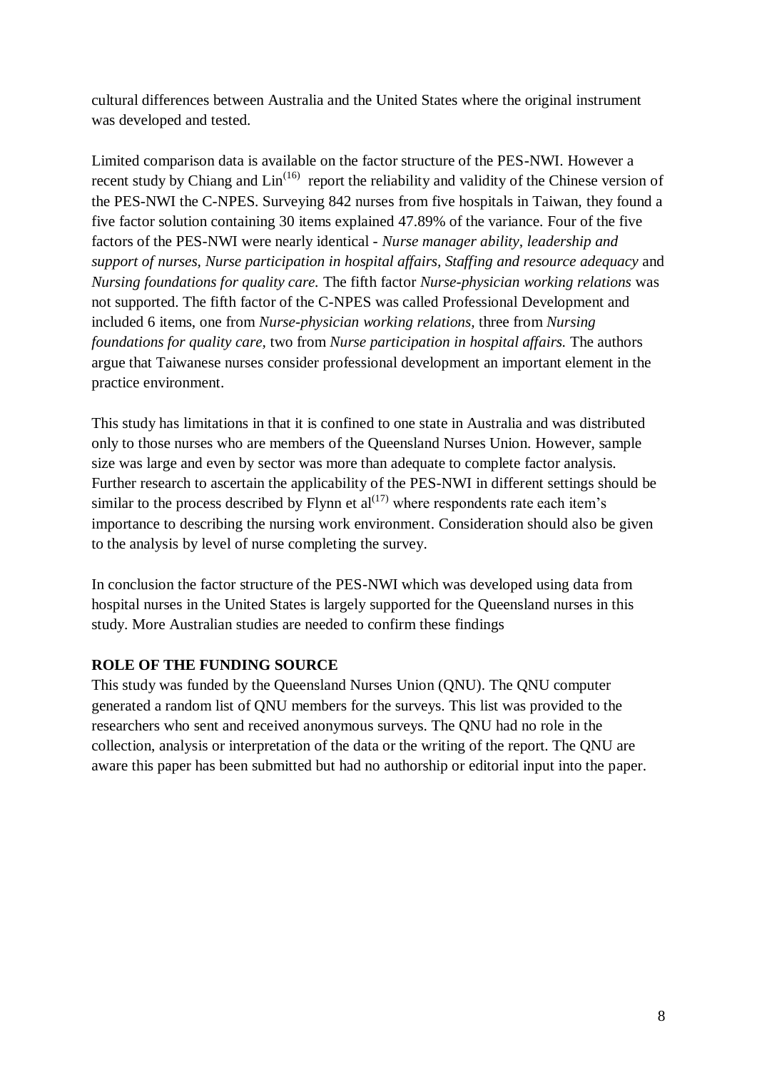cultural differences between Australia and the United States where the original instrument was developed and tested.

Limited comparison data is available on the factor structure of the PES-NWI. However a recent study by Chiang and Lin[16] report the reliability and validity of the Chinese version of the PES-NWI the C-NPES. Surveying 842 nurses from five hospitals in Taiwan, they found a five factor solution containing 30 items explained 47.89% of the variance. Four of the five factors of the PES-NWI were nearly identical - *Nurse manager ability, leadership and support of nurses, Nurse participation in hospital affairs, Staffing and resource adequacy* and *Nursing foundations for quality care.* The fifth factor *Nurse-physician working relations* was not supported. The fifth factor of the C-NPES was called Professional Development and included 6 items, one from *Nurse-physician working relations,* three from *Nursing foundations for quality care,* two from *Nurse participation in hospital affairs.* The authors argue that Taiwanese nurses consider professional development an important element in the practice environment.

This study has limitations in that it is confined to one state in Australia and was distributed only to those nurses who are members of the Queensland Nurses Union. However, sample size was large and even by sector was more than adequate to complete factor analysis. Further research to ascertain the applicability of the PES-NWI in different settings should be similar to the process described by Flynn et al[17] where respondents rate each item's importance to describing the nursing work environment. Consideration should also be given to the analysis by level of nurse completing the survey.

In conclusion the factor structure of the PES-NWI which was developed using data from hospital nurses in the United States is largely supported for the Queensland nurses in this study. More Australian studies are needed to confirm these findings

**ROLE OF THE FUNDING SOURCE**

This study was funded by the Queensland Nurses Union (QNU). The QNU computer generated a random list of QNU members for the surveys. This list was provided to the researchers who sent and received anonymous surveys. The QNU had no role in the collection, analysis or interpretation of the data or the writing of the report. The QNU are aware this paper has been submitted but had no authorship or editorial input into the paper.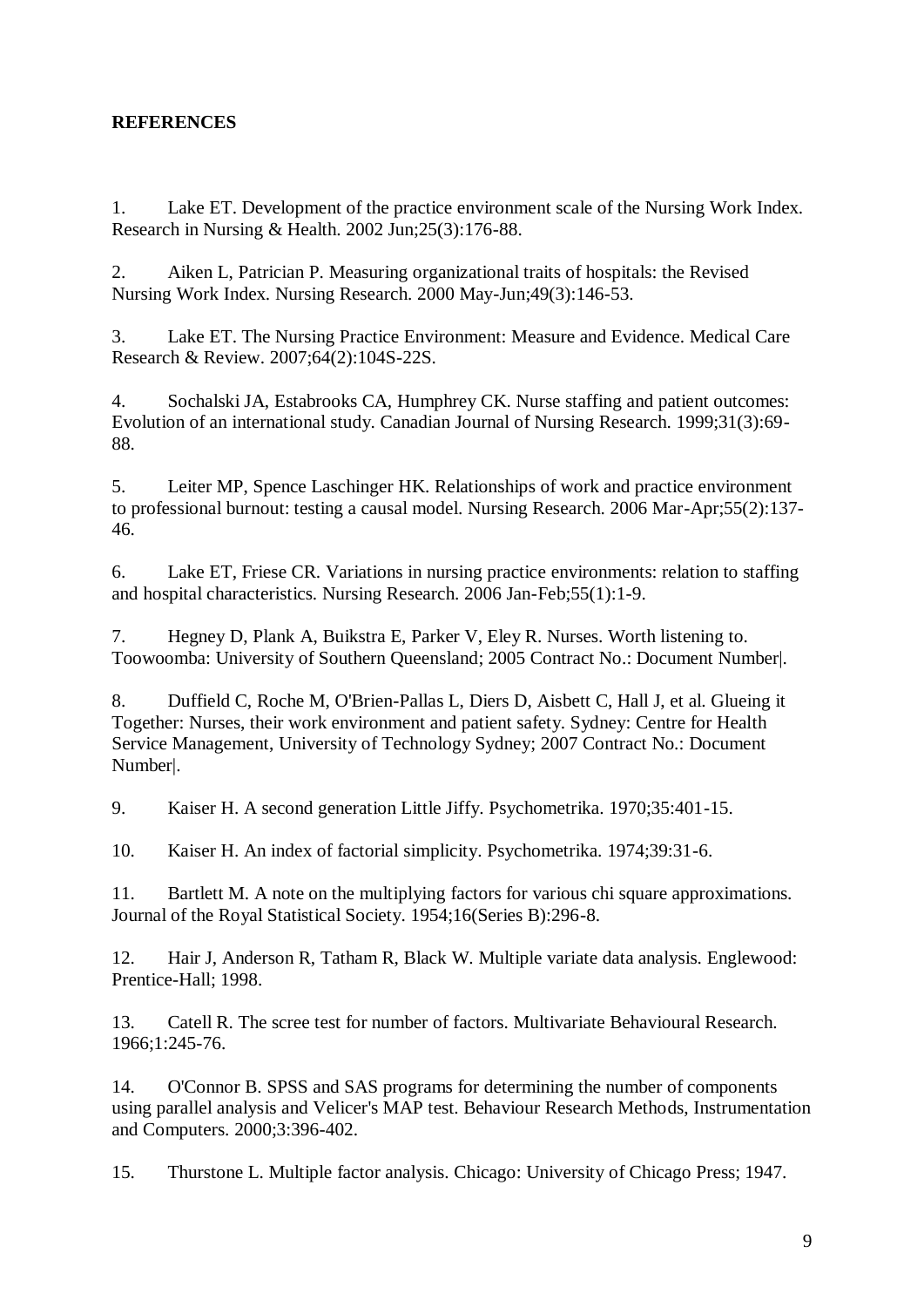**REFERENCES**

1. Lake ET. Development of the practice environment scale of the Nursing Work Index. Research in Nursing & Health. 2002 Jun;25(3):176-88.

2. Aiken L, Patrician P. Measuring organizational traits of hospitals: the Revised Nursing Work Index. Nursing Research. 2000 May-Jun;49(3):146-53.

3. Lake ET. The Nursing Practice Environment: Measure and Evidence. Medical Care Research & Review. 2007;64(2):104S-22S.

4. Sochalski JA, Estabrooks CA, Humphrey CK. Nurse staffing and patient outcomes: Evolution of an international study. Canadian Journal of Nursing Research. 1999;31(3):69-88.

5. Leiter MP, Spence Laschinger HK. Relationships of work and practice environment to professional burnout: testing a causal model. Nursing Research. 2006 Mar-Apr;55(2):137-46.

6. Lake ET, Friese CR. Variations in nursing practice environments: relation to staffing and hospital characteristics. Nursing Research. 2006 Jan-Feb;55(1):1-9.

7. Hegney D, Plank A, Buikstra E, Parker V, Eley R. Nurses. Worth listening to. Toowoomba: University of Southern Queensland; 2005 Contract No.: Document Number|.

8. Duffield C, Roche M, O'Brien-Pallas L, Diers D, Aisbett C, Hall J, et al. Glueing it Together: Nurses, their work environment and patient safety. Sydney: Centre for Health Service Management, University of Technology Sydney; 2007 Contract No.: Document Number|.

9. Kaiser H. A second generation Little Jiffy. Psychometrika. 1970;35:401-15.

10. Kaiser H. An index of factorial simplicity. Psychometrika. 1974;39:31-6.

11. Bartlett M. A note on the multiplying factors for various chi square approximations. Journal of the Royal Statistical Society. 1954;16(Series B):296-8.

12. Hair J, Anderson R, Tatham R, Black W. Multiple variate data analysis. Englewood: Prentice-Hall; 1998.

13. Catell R. The scree test for number of factors. Multivariate Behavioural Research. 1966;1:245-76.

14. O'Connor B. SPSS and SAS programs for determining the number of components using parallel analysis and Velicer's MAP test. Behaviour Research Methods, Instrumentation and Computers. 2000;3:396-402.

15. Thurstone L. Multiple factor analysis. Chicago: University of Chicago Press; 1947.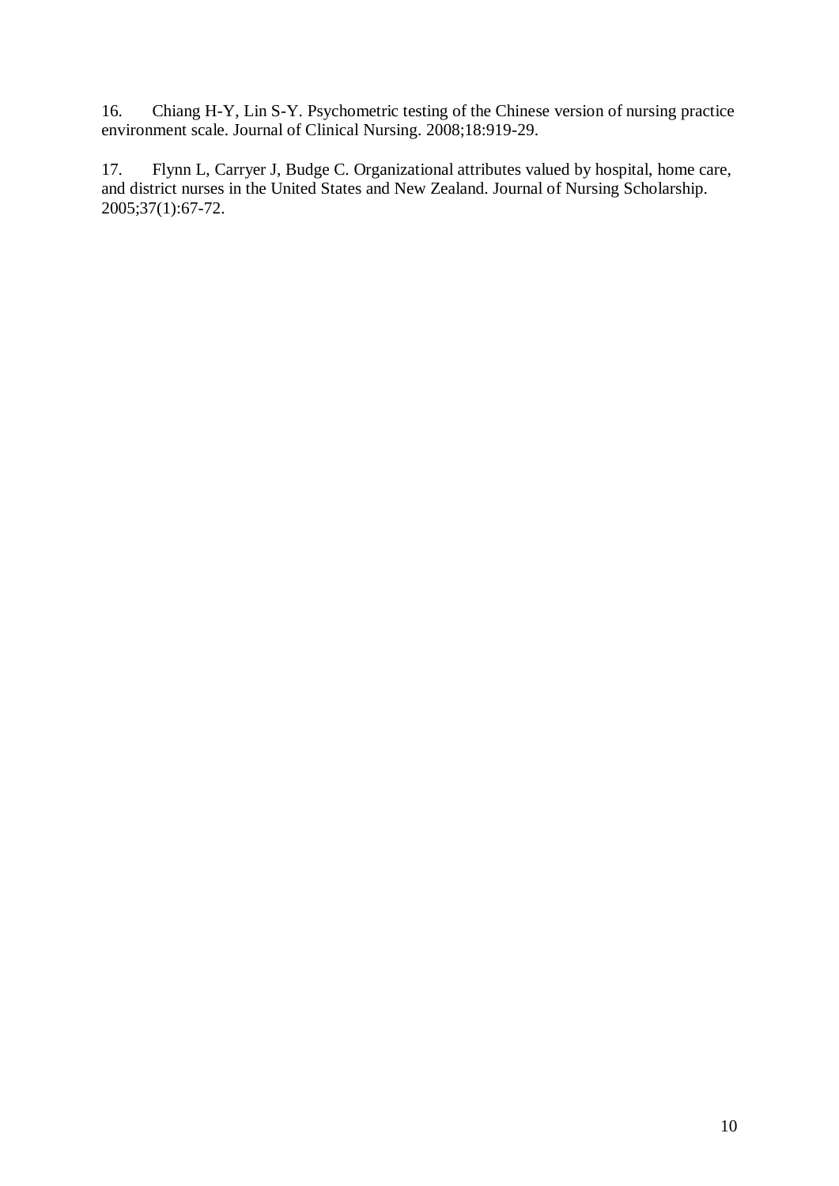16. Chiang H-Y, Lin S-Y. Psychometric testing of the Chinese version of nursing practice environment scale. Journal of Clinical Nursing. 2008;18:919-29.

17. Flynn L, Carryer J, Budge C. Organizational attributes valued by hospital, home care, and district nurses in the United States and New Zealand. Journal of Nursing Scholarship. 2005;37(1):67-72.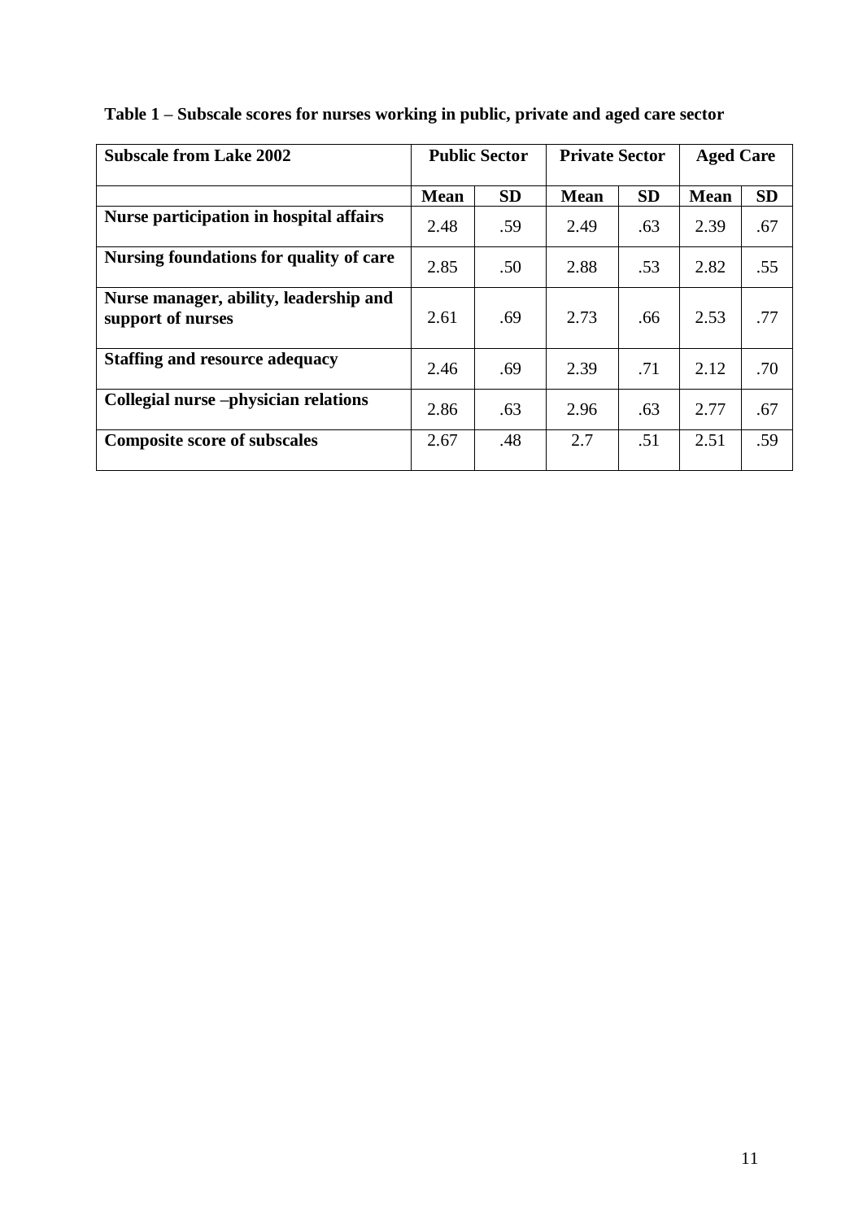**Table 1 – Subscale scores for nurses working in public, private and aged care sector**

| Subscale from Lake 2002 | Public Sector | | Private Sector | | Aged Care | |
|---|---|---|---|---|---|---|
| | **Mean** | **SD** | **Mean** | **SD** | **Mean** | **SD** |
| **Nurse participation in hospital affairs** | 2.48 | .59 | 2.49 | .63 | 2.39 | .67 |
| **Nursing foundations for quality of care** | 2.85 | .50 | 2.88 | .53 | 2.82 | .55 |
| **Nurse manager, ability, leadership and support of nurses** | 2.61 | .69 | 2.73 | .66 | 2.53 | .77 |
| **Staffing and resource adequacy** | 2.46 | .69 | 2.39 | .71 | 2.12 | .70 |
| **Collegial nurse –physician relations** | 2.86 | .63 | 2.96 | .63 | 2.77 | .67 |
| **Composite score of subscales** | 2.67 | .48 | 2.7 | .51 | 2.51 | .59 |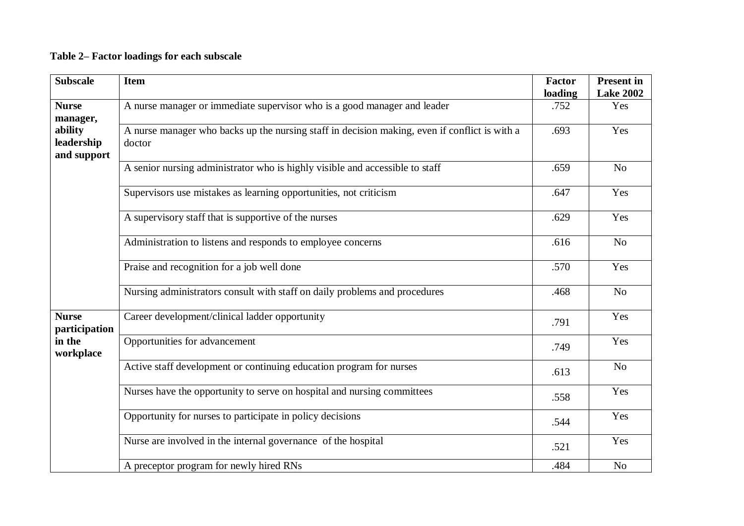**Table 2– Factor loadings for each subscale**

| Subscale | Item | Factor loading | Present in Lake 2002 |
|---|---|---|---|
| **Nurse manager, ability leadership and support** | A nurse manager or immediate supervisor who is a good manager and leader | .752 | Yes |
| | A nurse manager who backs up the nursing staff in decision making, even if conflict is with a doctor | .693 | Yes |
| | A senior nursing administrator who is highly visible and accessible to staff | .659 | No |
| | Supervisors use mistakes as learning opportunities, not criticism | .647 | Yes |
| | A supervisory staff that is supportive of the nurses | .629 | Yes |
| | Administration to listens and responds to employee concerns | .616 | No |
| | Praise and recognition for a job well done | .570 | Yes |
| | Nursing administrators consult with staff on daily problems and procedures | .468 | No |
| **Nurse participation in the workplace** | Career development/clinical ladder opportunity | .791 | Yes |
| | Opportunities for advancement | .749 | Yes |
| | Active staff development or continuing education program for nurses | .613 | No |
| | Nurses have the opportunity to serve on hospital and nursing committees | .558 | Yes |
| | Opportunity for nurses to participate in policy decisions | .544 | Yes |
| | Nurse are involved in the internal governance of the hospital | .521 | Yes |
| | A preceptor program for newly hired RNs | .484 | No |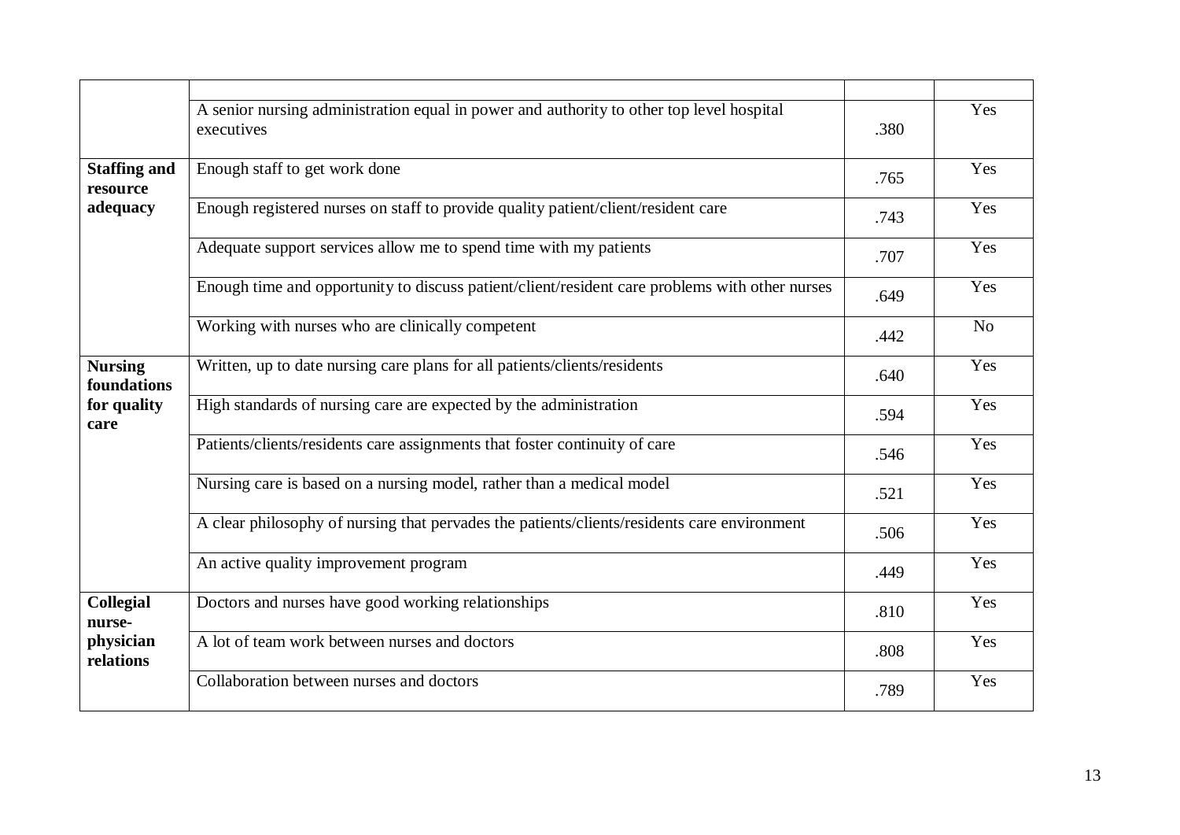| | | | |
|---|---|---|---|
| | | | |
| | A senior nursing administration equal in power and authority to other top level hospital executives | .380 | Yes |
| **Staffing and resource adequacy** | Enough staff to get work done | .765 | Yes |
| | Enough registered nurses on staff to provide quality patient/client/resident care | .743 | Yes |
| | Adequate support services allow me to spend time with my patients | .707 | Yes |
| | Enough time and opportunity to discuss patient/client/resident care problems with other nurses | .649 | Yes |
| | Working with nurses who are clinically competent | .442 | No |
| **Nursing foundations for quality care** | Written, up to date nursing care plans for all patients/clients/residents | .640 | Yes |
| | High standards of nursing care are expected by the administration | .594 | Yes |
| | Patients/clients/residents care assignments that foster continuity of care | .546 | Yes |
| | Nursing care is based on a nursing model, rather than a medical model | .521 | Yes |
| | A clear philosophy of nursing that pervades the patients/clients/residents care environment | .506 | Yes |
| | An active quality improvement program | .449 | Yes |
| **Collegial nurse-physician relations** | Doctors and nurses have good working relationships | .810 | Yes |
| | A lot of team work between nurses and doctors | .808 | Yes |
| | Collaboration between nurses and doctors | .789 | Yes |